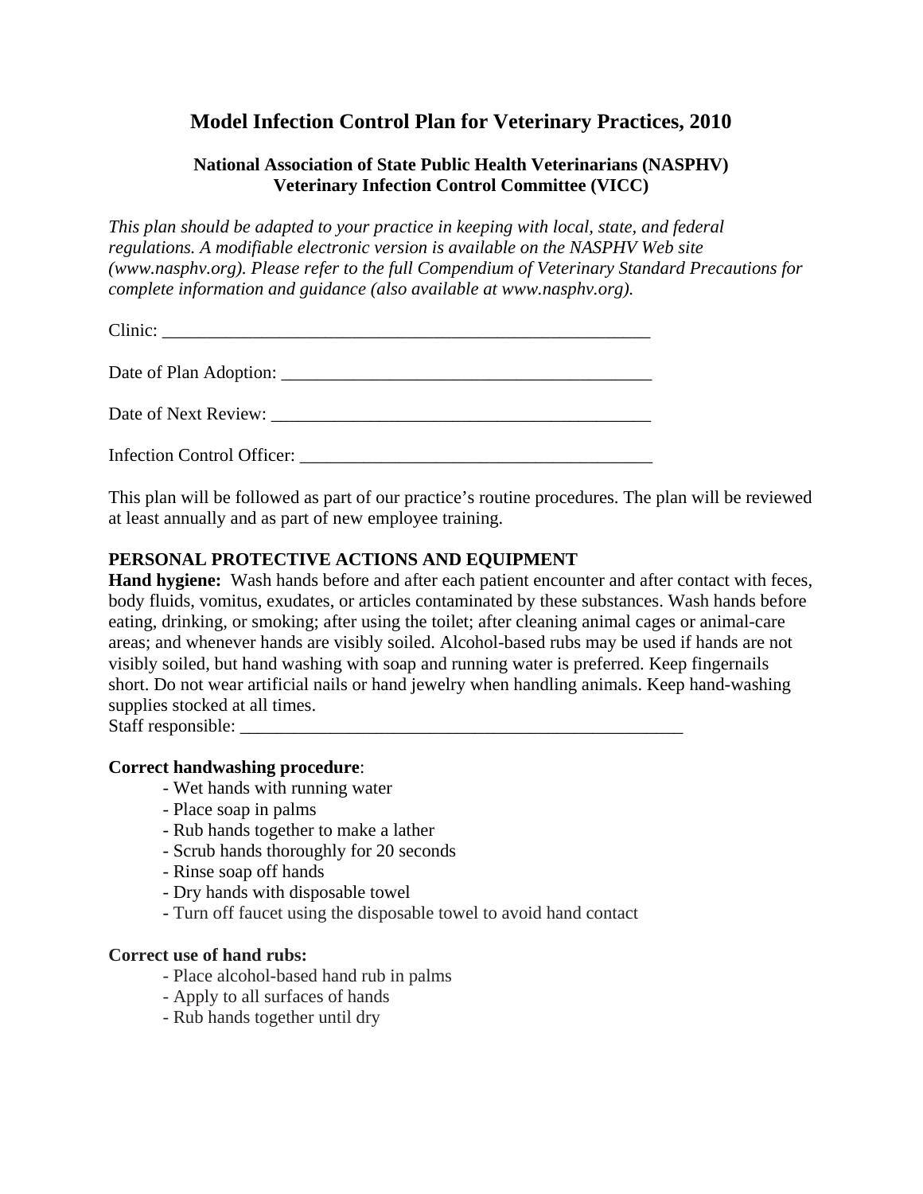# Model Infection Control Plan for Veterinary Practices, 2010

### National Association of State Public Health Veterinarians (NASPHV)
### Veterinary Infection Control Committee (VICC)

*This plan should be adapted to your practice in keeping with local, state, and federal regulations. A modifiable electronic version is available on the NASPHV Web site (www.nasphv.org). Please refer to the full Compendium of Veterinary Standard Precautions for complete information and guidance (also available at www.nasphv.org).*

Clinic: ________________________________________________________

Date of Plan Adoption: __________________________________________

Date of Next Review: ___________________________________________

Infection Control Officer: ________________________________________

This plan will be followed as part of our practice's routine procedures. The plan will be reviewed at least annually and as part of new employee training.

## PERSONAL PROTECTIVE ACTIONS AND EQUIPMENT

**Hand hygiene:** Wash hands before and after each patient encounter and after contact with feces, body fluids, vomitus, exudates, or articles contaminated by these substances. Wash hands before eating, drinking, or smoking; after using the toilet; after cleaning animal cages or animal-care areas; and whenever hands are visibly soiled. Alcohol-based rubs may be used if hands are not visibly soiled, but hand washing with soap and running water is preferred. Keep fingernails short. Do not wear artificial nails or hand jewelry when handling animals. Keep hand-washing supplies stocked at all times.

Staff responsible: ___________________________________________________

**Correct handwashing procedure**:

- Wet hands with running water
- Place soap in palms
- Rub hands together to make a lather
- Scrub hands thoroughly for 20 seconds
- Rinse soap off hands
- Dry hands with disposable towel
- Turn off faucet using the disposable towel to avoid hand contact

**Correct use of hand rubs:**

- Place alcohol-based hand rub in palms
- Apply to all surfaces of hands
- Rub hands together until dry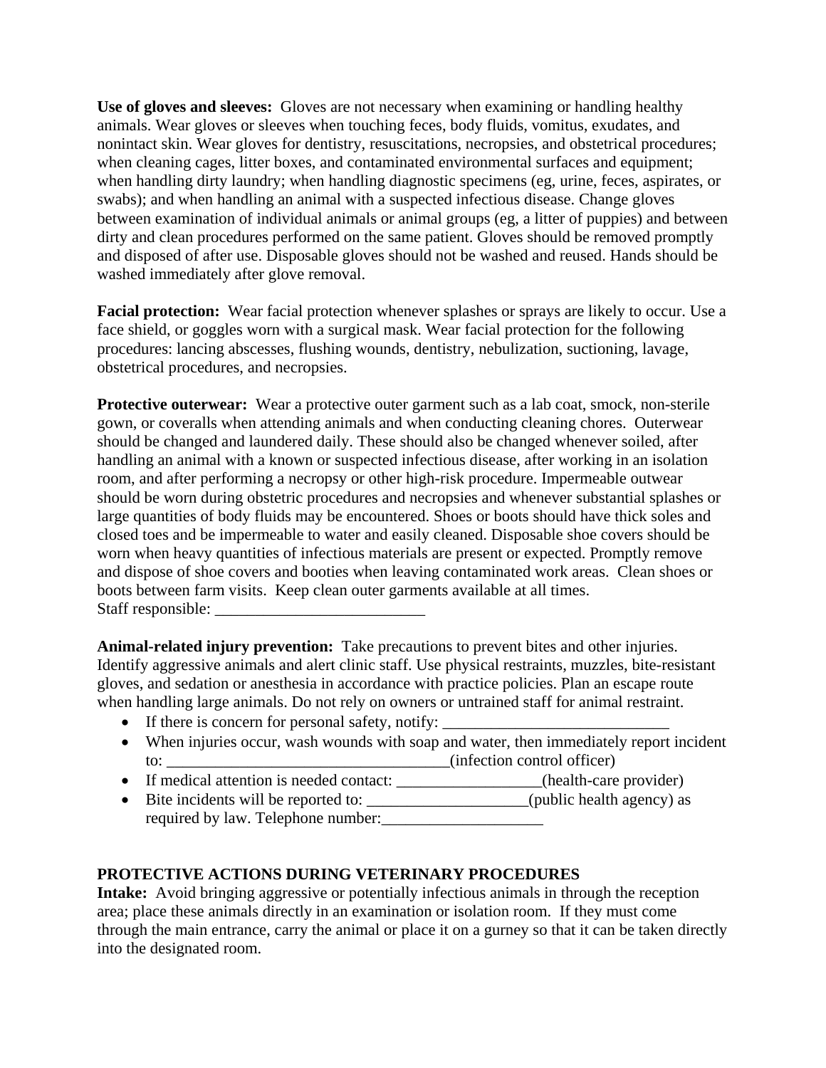**Use of gloves and sleeves:** Gloves are not necessary when examining or handling healthy animals. Wear gloves or sleeves when touching feces, body fluids, vomitus, exudates, and nonintact skin. Wear gloves for dentistry, resuscitations, necropsies, and obstetrical procedures; when cleaning cages, litter boxes, and contaminated environmental surfaces and equipment; when handling dirty laundry; when handling diagnostic specimens (eg, urine, feces, aspirates, or swabs); and when handling an animal with a suspected infectious disease. Change gloves between examination of individual animals or animal groups (eg, a litter of puppies) and between dirty and clean procedures performed on the same patient. Gloves should be removed promptly and disposed of after use. Disposable gloves should not be washed and reused. Hands should be washed immediately after glove removal.

**Facial protection:** Wear facial protection whenever splashes or sprays are likely to occur. Use a face shield, or goggles worn with a surgical mask. Wear facial protection for the following procedures: lancing abscesses, flushing wounds, dentistry, nebulization, suctioning, lavage, obstetrical procedures, and necropsies.

**Protective outerwear:** Wear a protective outer garment such as a lab coat, smock, non-sterile gown, or coveralls when attending animals and when conducting cleaning chores. Outerwear should be changed and laundered daily. These should also be changed whenever soiled, after handling an animal with a known or suspected infectious disease, after working in an isolation room, and after performing a necropsy or other high-risk procedure. Impermeable outwear should be worn during obstetric procedures and necropsies and whenever substantial splashes or large quantities of body fluids may be encountered. Shoes or boots should have thick soles and closed toes and be impermeable to water and easily cleaned. Disposable shoe covers should be worn when heavy quantities of infectious materials are present or expected. Promptly remove and dispose of shoe covers and booties when leaving contaminated work areas. Clean shoes or boots between farm visits. Keep clean outer garments available at all times.
Staff responsible: __________________________

**Animal-related injury prevention:** Take precautions to prevent bites and other injuries. Identify aggressive animals and alert clinic staff. Use physical restraints, muzzles, bite-resistant gloves, and sedation or anesthesia in accordance with practice policies. Plan an escape route when handling large animals. Do not rely on owners or untrained staff for animal restraint.

- If there is concern for personal safety, notify: ____________________________
- When injuries occur, wash wounds with soap and water, then immediately report incident to: ___________________________________(infection control officer)
- If medical attention is needed contact: _________________(health-care provider)
- Bite incidents will be reported to: ___________________(public health agency) as required by law. Telephone number:___________________

## PROTECTIVE ACTIONS DURING VETERINARY PROCEDURES

**Intake:** Avoid bringing aggressive or potentially infectious animals in through the reception area; place these animals directly in an examination or isolation room. If they must come through the main entrance, carry the animal or place it on a gurney so that it can be taken directly into the designated room.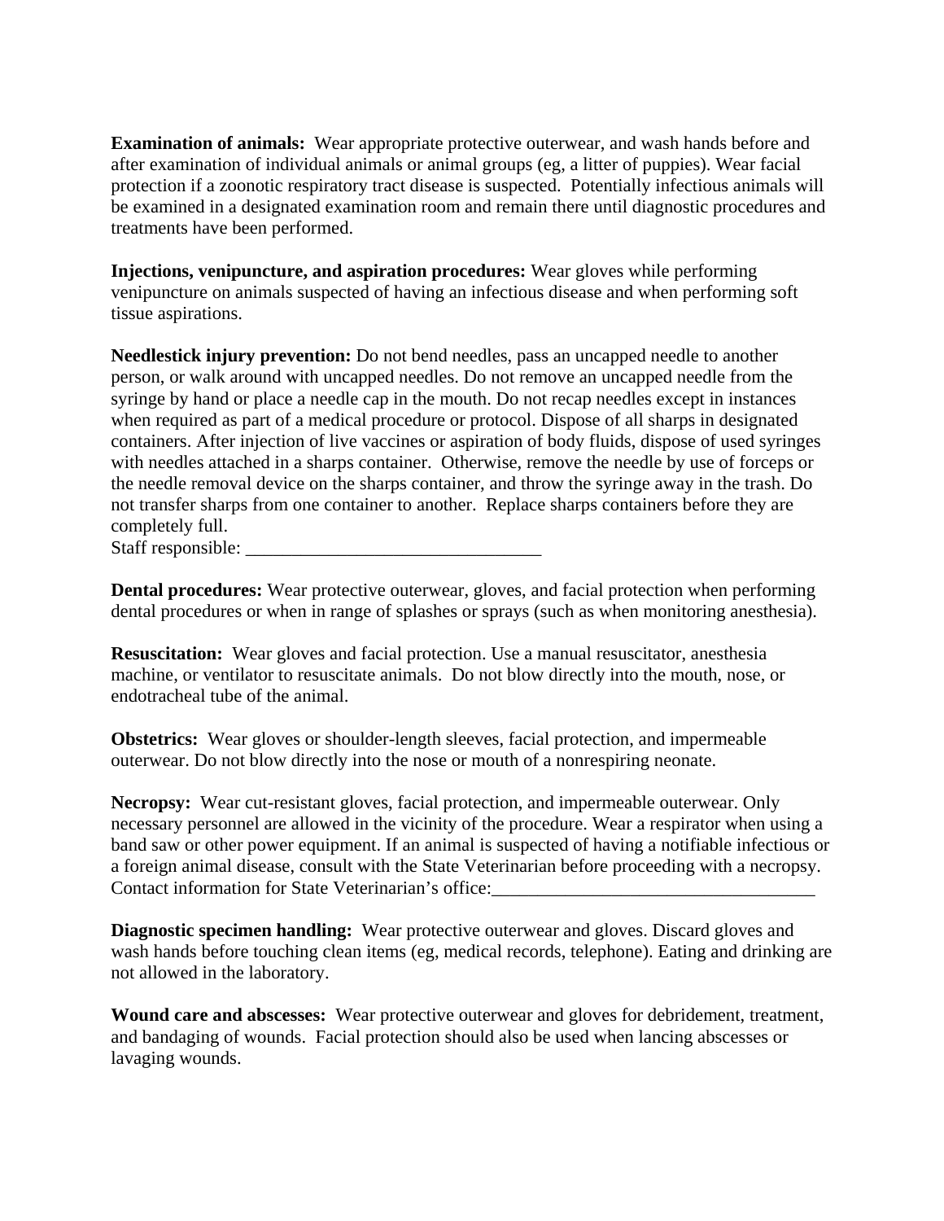**Examination of animals:** Wear appropriate protective outerwear, and wash hands before and after examination of individual animals or animal groups (eg, a litter of puppies). Wear facial protection if a zoonotic respiratory tract disease is suspected. Potentially infectious animals will be examined in a designated examination room and remain there until diagnostic procedures and treatments have been performed.

**Injections, venipuncture, and aspiration procedures:** Wear gloves while performing venipuncture on animals suspected of having an infectious disease and when performing soft tissue aspirations.

**Needlestick injury prevention:** Do not bend needles, pass an uncapped needle to another person, or walk around with uncapped needles. Do not remove an uncapped needle from the syringe by hand or place a needle cap in the mouth. Do not recap needles except in instances when required as part of a medical procedure or protocol. Dispose of all sharps in designated containers. After injection of live vaccines or aspiration of body fluids, dispose of used syringes with needles attached in a sharps container. Otherwise, remove the needle by use of forceps or the needle removal device on the sharps container, and throw the syringe away in the trash. Do not transfer sharps from one container to another. Replace sharps containers before they are completely full.
Staff responsible: ________________________________

**Dental procedures:** Wear protective outerwear, gloves, and facial protection when performing dental procedures or when in range of splashes or sprays (such as when monitoring anesthesia).

**Resuscitation:** Wear gloves and facial protection. Use a manual resuscitator, anesthesia machine, or ventilator to resuscitate animals. Do not blow directly into the mouth, nose, or endotracheal tube of the animal.

**Obstetrics:** Wear gloves or shoulder-length sleeves, facial protection, and impermeable outerwear. Do not blow directly into the nose or mouth of a nonrespiring neonate.

**Necropsy:** Wear cut-resistant gloves, facial protection, and impermeable outerwear. Only necessary personnel are allowed in the vicinity of the procedure. Wear a respirator when using a band saw or other power equipment. If an animal is suspected of having a notifiable infectious or a foreign animal disease, consult with the State Veterinarian before proceeding with a necropsy. Contact information for State Veterinarian's office:___________________________________

**Diagnostic specimen handling:** Wear protective outerwear and gloves. Discard gloves and wash hands before touching clean items (eg, medical records, telephone). Eating and drinking are not allowed in the laboratory.

**Wound care and abscesses:** Wear protective outerwear and gloves for debridement, treatment, and bandaging of wounds. Facial protection should also be used when lancing abscesses or lavaging wounds.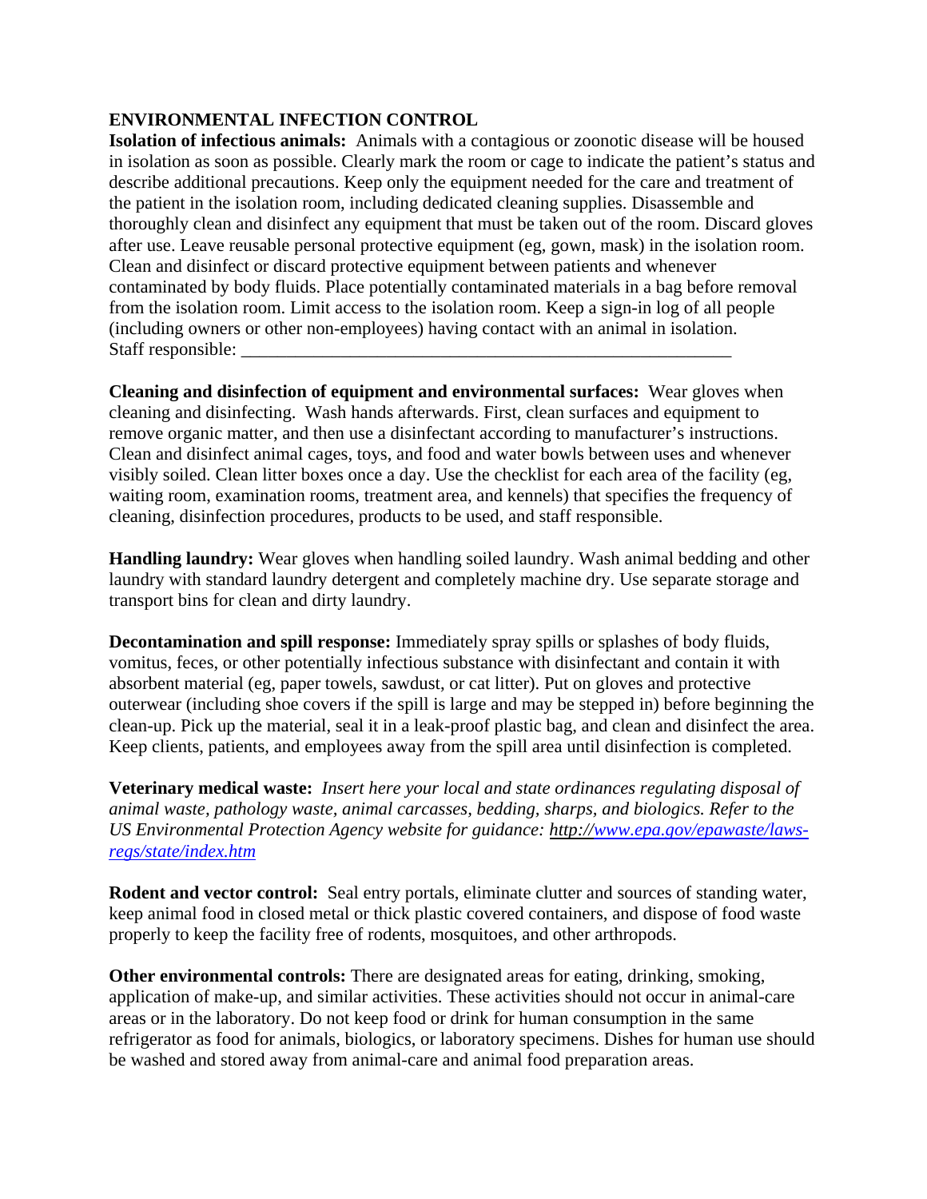## ENVIRONMENTAL INFECTION CONTROL

**Isolation of infectious animals:** Animals with a contagious or zoonotic disease will be housed in isolation as soon as possible. Clearly mark the room or cage to indicate the patient's status and describe additional precautions. Keep only the equipment needed for the care and treatment of the patient in the isolation room, including dedicated cleaning supplies. Disassemble and thoroughly clean and disinfect any equipment that must be taken out of the room. Discard gloves after use. Leave reusable personal protective equipment (eg, gown, mask) in the isolation room. Clean and disinfect or discard protective equipment between patients and whenever contaminated by body fluids. Place potentially contaminated materials in a bag before removal from the isolation room. Limit access to the isolation room. Keep a sign-in log of all people (including owners or other non-employees) having contact with an animal in isolation.
Staff responsible: ________________________________________________________

**Cleaning and disinfection of equipment and environmental surfaces:** Wear gloves when cleaning and disinfecting. Wash hands afterwards. First, clean surfaces and equipment to remove organic matter, and then use a disinfectant according to manufacturer's instructions. Clean and disinfect animal cages, toys, and food and water bowls between uses and whenever visibly soiled. Clean litter boxes once a day. Use the checklist for each area of the facility (eg, waiting room, examination rooms, treatment area, and kennels) that specifies the frequency of cleaning, disinfection procedures, products to be used, and staff responsible.

**Handling laundry:** Wear gloves when handling soiled laundry. Wash animal bedding and other laundry with standard laundry detergent and completely machine dry. Use separate storage and transport bins for clean and dirty laundry.

**Decontamination and spill response:** Immediately spray spills or splashes of body fluids, vomitus, feces, or other potentially infectious substance with disinfectant and contain it with absorbent material (eg, paper towels, sawdust, or cat litter). Put on gloves and protective outerwear (including shoe covers if the spill is large and may be stepped in) before beginning the clean-up. Pick up the material, seal it in a leak-proof plastic bag, and clean and disinfect the area. Keep clients, patients, and employees away from the spill area until disinfection is completed.

**Veterinary medical waste:** *Insert here your local and state ordinances regulating disposal of animal waste, pathology waste, animal carcasses, bedding, sharps, and biologics. Refer to the US Environmental Protection Agency website for guidance: http://www.epa.gov/epawaste/laws-regs/state/index.htm*

**Rodent and vector control:** Seal entry portals, eliminate clutter and sources of standing water, keep animal food in closed metal or thick plastic covered containers, and dispose of food waste properly to keep the facility free of rodents, mosquitoes, and other arthropods.

**Other environmental controls:** There are designated areas for eating, drinking, smoking, application of make-up, and similar activities. These activities should not occur in animal-care areas or in the laboratory. Do not keep food or drink for human consumption in the same refrigerator as food for animals, biologics, or laboratory specimens. Dishes for human use should be washed and stored away from animal-care and animal food preparation areas.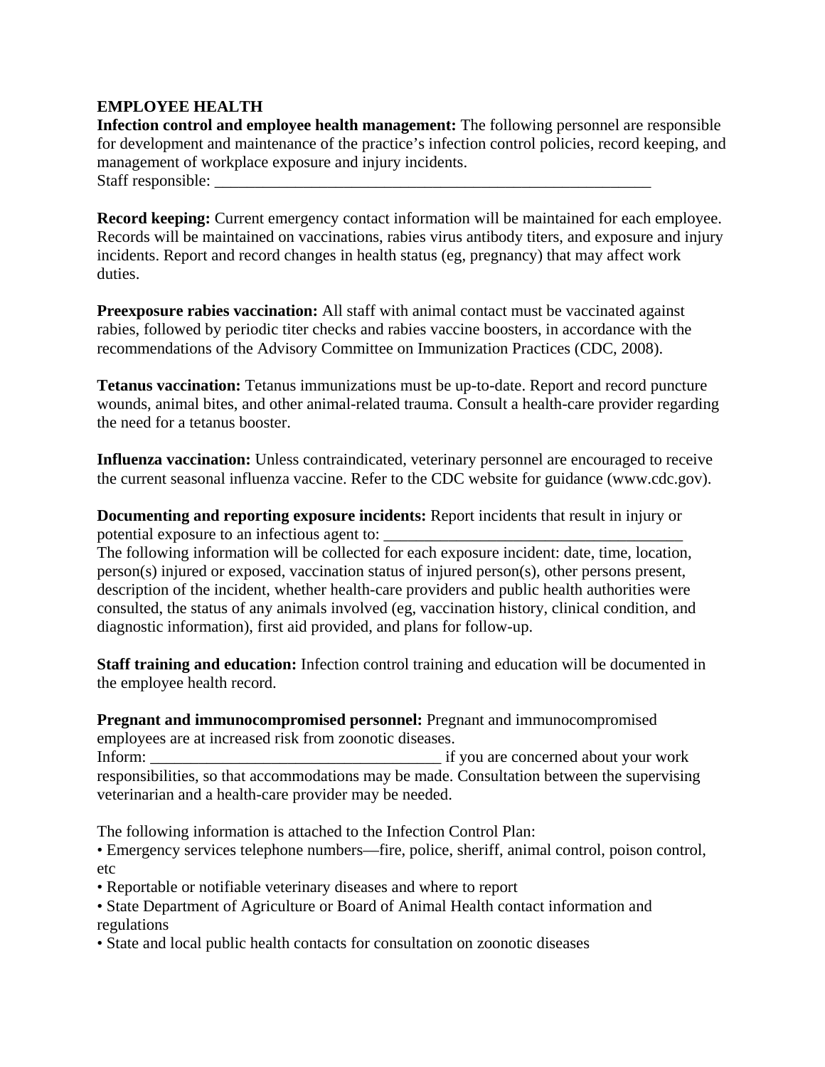**EMPLOYEE HEALTH**

**Infection control and employee health management:** The following personnel are responsible for development and maintenance of the practice's infection control policies, record keeping, and management of workplace exposure and injury incidents.
Staff responsible: ________________________________________________________

**Record keeping:** Current emergency contact information will be maintained for each employee. Records will be maintained on vaccinations, rabies virus antibody titers, and exposure and injury incidents. Report and record changes in health status (eg, pregnancy) that may affect work duties.

**Preexposure rabies vaccination:** All staff with animal contact must be vaccinated against rabies, followed by periodic titer checks and rabies vaccine boosters, in accordance with the recommendations of the Advisory Committee on Immunization Practices (CDC, 2008).

**Tetanus vaccination:** Tetanus immunizations must be up-to-date. Report and record puncture wounds, animal bites, and other animal-related trauma. Consult a health-care provider regarding the need for a tetanus booster.

**Influenza vaccination:** Unless contraindicated, veterinary personnel are encouraged to receive the current seasonal influenza vaccine. Refer to the CDC website for guidance (www.cdc.gov).

**Documenting and reporting exposure incidents:** Report incidents that result in injury or potential exposure to an infectious agent to: ______________________________________
The following information will be collected for each exposure incident: date, time, location, person(s) injured or exposed, vaccination status of injured person(s), other persons present, description of the incident, whether health-care providers and public health authorities were consulted, the status of any animals involved (eg, vaccination history, clinical condition, and diagnostic information), first aid provided, and plans for follow-up.

**Staff training and education:** Infection control training and education will be documented in the employee health record.

**Pregnant and immunocompromised personnel:** Pregnant and immunocompromised employees are at increased risk from zoonotic diseases.
Inform: ____________________________________ if you are concerned about your work responsibilities, so that accommodations may be made. Consultation between the supervising veterinarian and a health-care provider may be needed.

The following information is attached to the Infection Control Plan:

- Emergency services telephone numbers—fire, police, sheriff, animal control, poison control, etc
- Reportable or notifiable veterinary diseases and where to report
- State Department of Agriculture or Board of Animal Health contact information and regulations
- State and local public health contacts for consultation on zoonotic diseases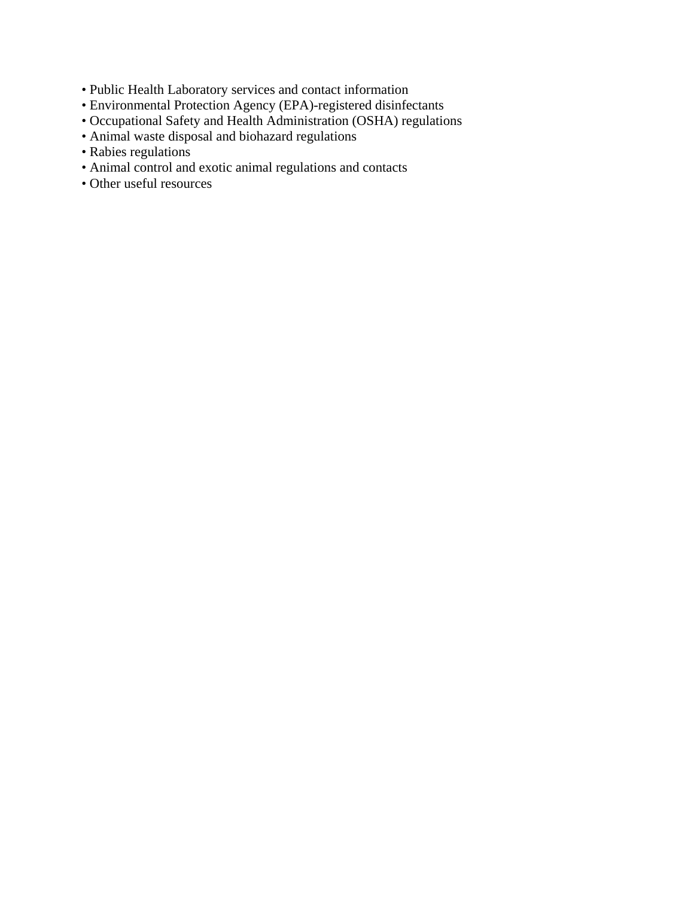- Public Health Laboratory services and contact information
- Environmental Protection Agency (EPA)-registered disinfectants
- Occupational Safety and Health Administration (OSHA) regulations
- Animal waste disposal and biohazard regulations
- Rabies regulations
- Animal control and exotic animal regulations and contacts
- Other useful resources